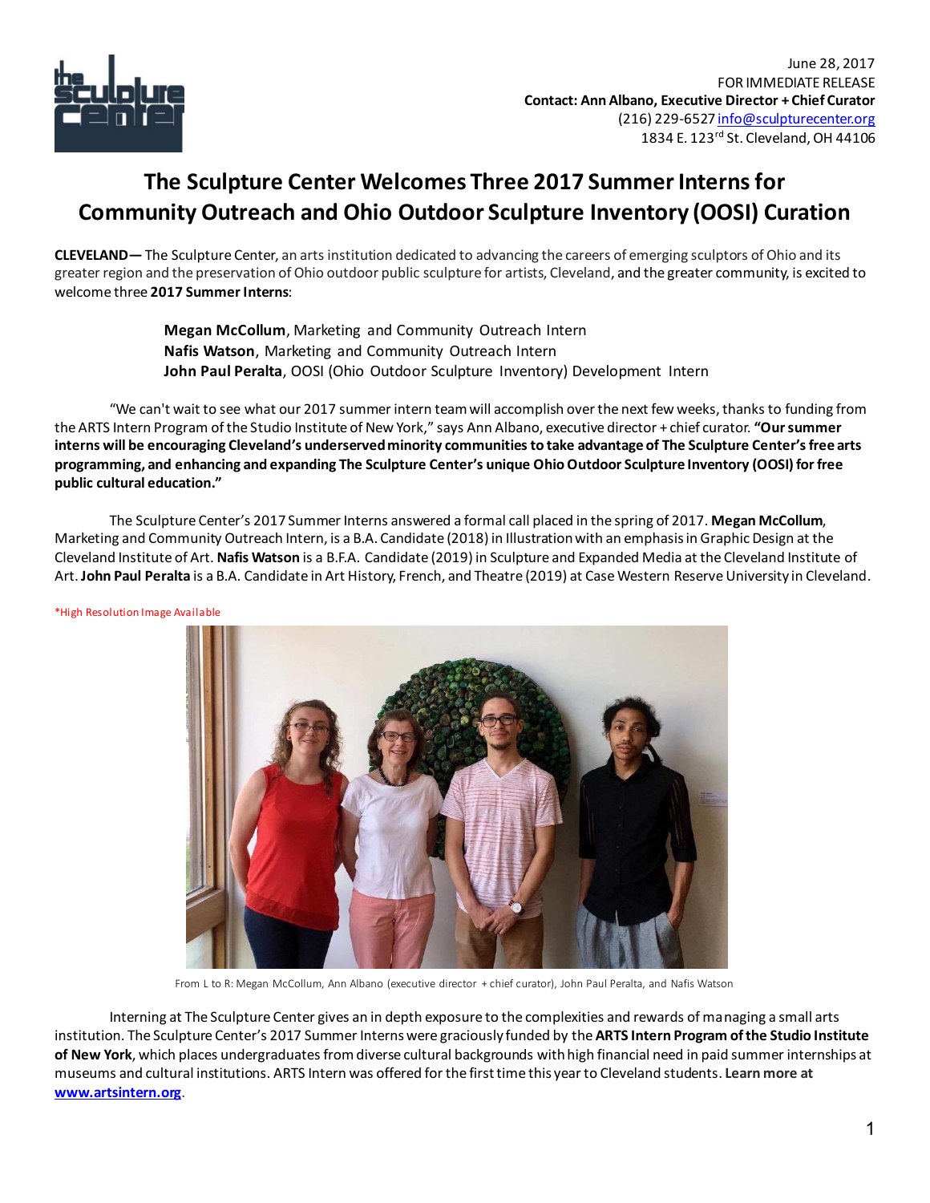June 28, 2017
FOR IMMEDIATE RELEASE
**Contact: Ann Albano, Executive Director + Chief Curator**
(216) 229-6527 info@sculpturecenter.org
1834 E. 123rd St. Cleveland, OH 44106

# The Sculpture Center Welcomes Three 2017 Summer Interns for Community Outreach and Ohio Outdoor Sculpture Inventory (OOSI) Curation

**CLEVELAND—** The Sculpture Center, an arts institution dedicated to advancing the careers of emerging sculptors of Ohio and its greater region and the preservation of Ohio outdoor public sculpture for artists, Cleveland, and the greater community, is excited to welcome three **2017 Summer Interns**:

**Megan McCollum**, Marketing and Community Outreach Intern
**Nafis Watson**, Marketing and Community Outreach Intern
**John Paul Peralta**, OOSI (Ohio Outdoor Sculpture Inventory) Development Intern

"We can't wait to see what our 2017 summer intern team will accomplish over the next few weeks, thanks to funding from the ARTS Intern Program of the Studio Institute of New York," says Ann Albano, executive director + chief curator. **"Our summer interns will be encouraging Cleveland's underserved minority communities to take advantage of The Sculpture Center's free arts programming, and enhancing and expanding The Sculpture Center's unique Ohio Outdoor Sculpture Inventory (OOSI) for free public cultural education."**

The Sculpture Center's 2017 Summer Interns answered a formal call placed in the spring of 2017. **Megan McCollum**, Marketing and Community Outreach Intern, is a B.A. Candidate (2018) in Illustration with an emphasis in Graphic Design at the Cleveland Institute of Art. **Nafis Watson** is a B.F.A. Candidate (2019) in Sculpture and Expanded Media at the Cleveland Institute of Art. **John Paul Peralta** is a B.A. Candidate in Art History, French, and Theatre (2019) at Case Western Reserve University in Cleveland.

*High Resolution Image Available

From L to R: Megan McCollum, Ann Albano (executive director + chief curator), John Paul Peralta, and Nafis Watson

Interning at The Sculpture Center gives an in depth exposure to the complexities and rewards of managing a small arts institution. The Sculpture Center's 2017 Summer Interns were graciously funded by the **ARTS Intern Program of the Studio Institute of New York**, which places undergraduates from diverse cultural backgrounds with high financial need in paid summer internships at museums and cultural institutions. ARTS Intern was offered for the first time this year to Cleveland students. **Learn more at www.artsintern.org**.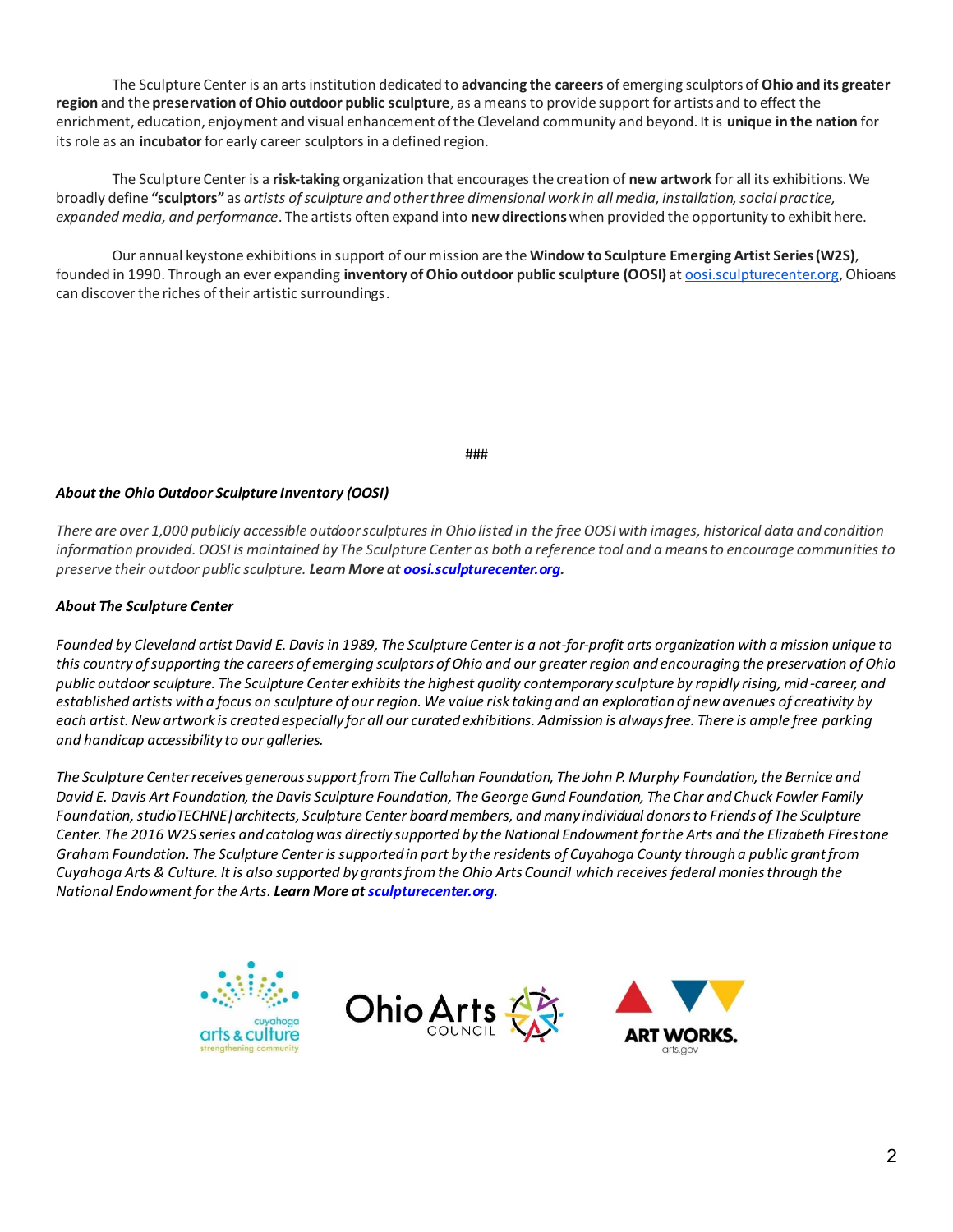The Sculpture Center is an arts institution dedicated to **advancing the careers** of emerging sculptors of **Ohio and its greater region** and the **preservation of Ohio outdoor public sculpture**, as a means to provide support for artists and to effect the enrichment, education, enjoyment and visual enhancement of the Cleveland community and beyond. It is **unique in the nation** for its role as an **incubator** for early career sculptors in a defined region.

The Sculpture Center is a **risk-taking** organization that encourages the creation of **new artwork** for all its exhibitions. We broadly define **"sculptors"** as *artists of sculpture and other three dimensional work in all media, installation, social practice, expanded media, and performance*. The artists often expand into **new directions** when provided the opportunity to exhibit here.

Our annual keystone exhibitions in support of our mission are the **Window to Sculpture Emerging Artist Series (W2S)**, founded in 1990. Through an ever expanding **inventory of Ohio outdoor public sculpture (OOSI)** at oosi.sculpturecenter.org, Ohioans can discover the riches of their artistic surroundings.

###

***About the Ohio Outdoor Sculpture Inventory (OOSI)***

*There are over 1,000 publicly accessible outdoor sculptures in Ohio listed in the free OOSI with images, historical data and condition information provided. OOSI is maintained by The Sculpture Center as both a reference tool and a means to encourage communities to preserve their outdoor public sculpture.* ***Learn More at oosi.sculpturecenter.org.***

***About The Sculpture Center***

*Founded by Cleveland artist David E. Davis in 1989, The Sculpture Center is a not-for-profit arts organization with a mission unique to this country of supporting the careers of emerging sculptors of Ohio and our greater region and encouraging the preservation of Ohio public outdoor sculpture. The Sculpture Center exhibits the highest quality contemporary sculpture by rapidly rising, mid-career, and established artists with a focus on sculpture of our region. We value risk taking and an exploration of new avenues of creativity by each artist. New artwork is created especially for all our curated exhibitions. Admission is always free. There is ample free parking and handicap accessibility to our galleries.*

*The Sculpture Center receives generous support from The Callahan Foundation, The John P. Murphy Foundation, the Bernice and David E. Davis Art Foundation, the Davis Sculpture Foundation, The George Gund Foundation, The Char and Chuck Fowler Family Foundation, studioTECHNE|architects, Sculpture Center board members, and many individual donors to Friends of The Sculpture Center. The 2016 W2S series and catalog was directly supported by the National Endowment for the Arts and the Elizabeth Firestone Graham Foundation. The Sculpture Center is supported in part by the residents of Cuyahoga County through a public grant from Cuyahoga Arts & Culture. It is also supported by grants from the Ohio Arts Council which receives federal monies through the National Endowment for the Arts.* ***Learn More at sculpturecenter.org.***

cuyahoga arts & culture strengthening community

Ohio Arts COUNCIL

ART WORKS. arts.gov